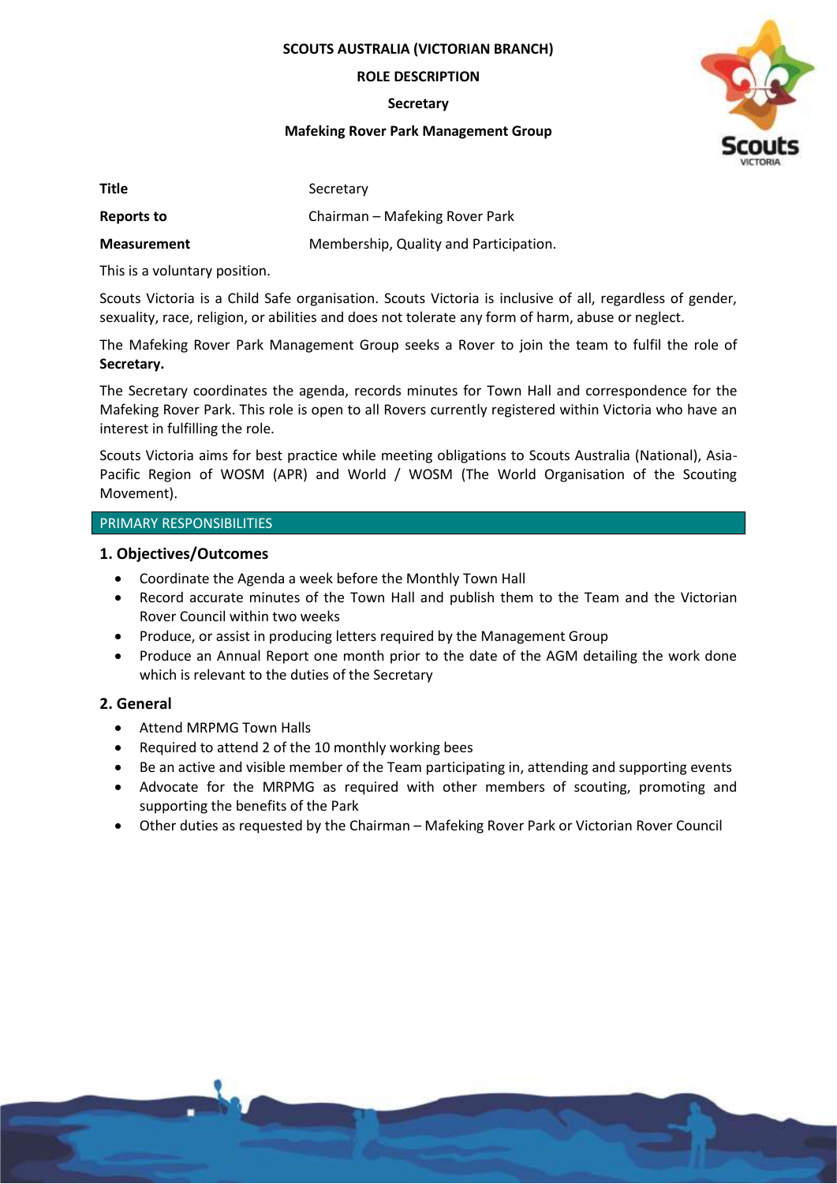**SCOUTS AUSTRALIA (VICTORIAN BRANCH)**

**ROLE DESCRIPTION**

**Secretary**

**Mafeking Rover Park Management Group**

| **Title** | Secretary |
|---|---|
| **Reports to** | Chairman – Mafeking Rover Park |
| **Measurement** | Membership, Quality and Participation. |

This is a voluntary position.

Scouts Victoria is a Child Safe organisation. Scouts Victoria is inclusive of all, regardless of gender, sexuality, race, religion, or abilities and does not tolerate any form of harm, abuse or neglect.

The Mafeking Rover Park Management Group seeks a Rover to join the team to fulfil the role of **Secretary.**

The Secretary coordinates the agenda, records minutes for Town Hall and correspondence for the Mafeking Rover Park. This role is open to all Rovers currently registered within Victoria who have an interest in fulfilling the role.

Scouts Victoria aims for best practice while meeting obligations to Scouts Australia (National), Asia-Pacific Region of WOSM (APR) and World / WOSM (The World Organisation of the Scouting Movement).

## PRIMARY RESPONSIBILITIES

### 1. Objectives/Outcomes

- Coordinate the Agenda a week before the Monthly Town Hall
- Record accurate minutes of the Town Hall and publish them to the Team and the Victorian Rover Council within two weeks
- Produce, or assist in producing letters required by the Management Group
- Produce an Annual Report one month prior to the date of the AGM detailing the work done which is relevant to the duties of the Secretary

### 2. General

- Attend MRPMG Town Halls
- Required to attend 2 of the 10 monthly working bees
- Be an active and visible member of the Team participating in, attending and supporting events
- Advocate for the MRPMG as required with other members of scouting, promoting and supporting the benefits of the Park
- Other duties as requested by the Chairman – Mafeking Rover Park or Victorian Rover Council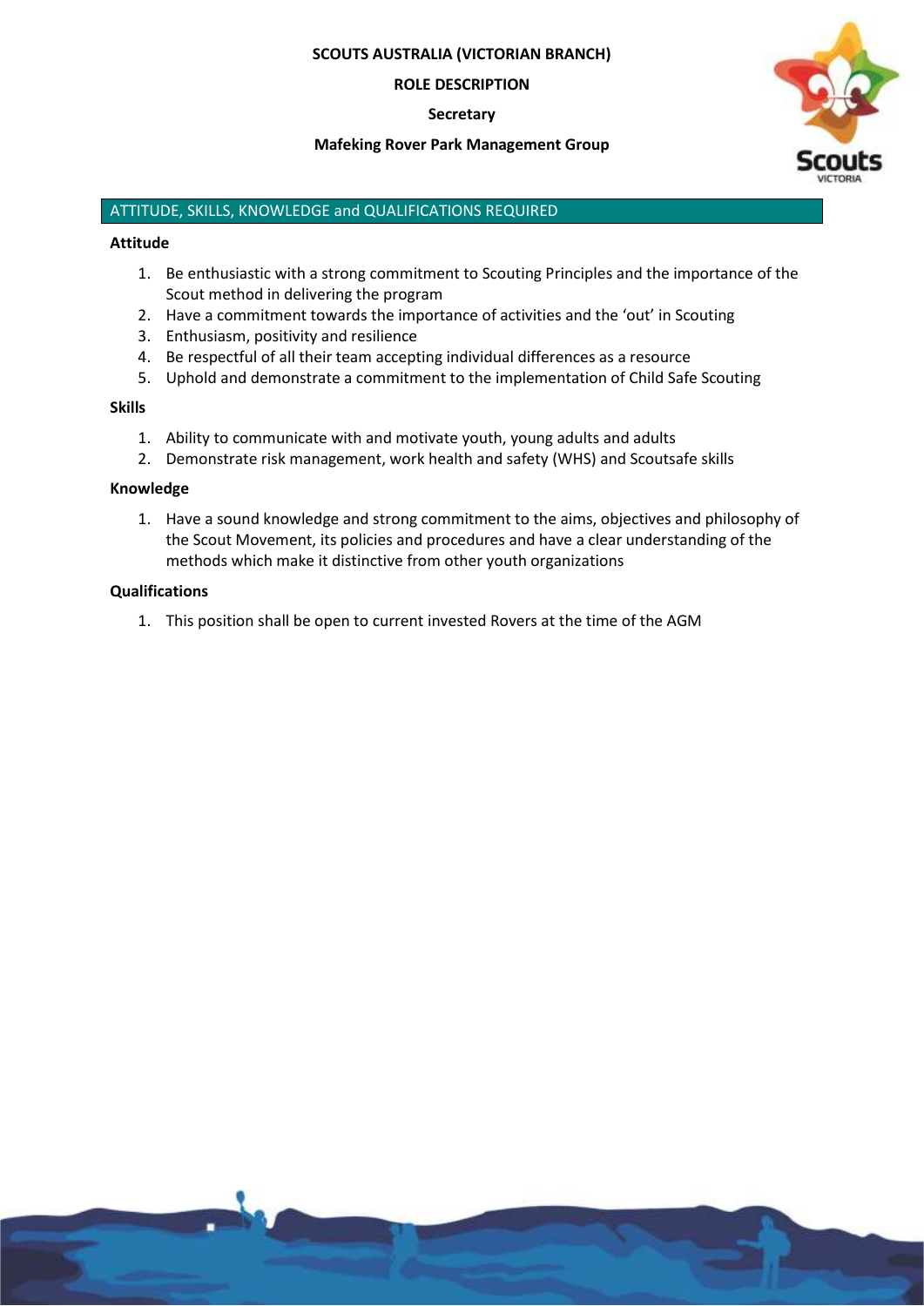**SCOUTS AUSTRALIA (VICTORIAN BRANCH)**

**ROLE DESCRIPTION**

**Secretary**

**Mafeking Rover Park Management Group**

## ATTITUDE, SKILLS, KNOWLEDGE and QUALIFICATIONS REQUIRED

### Attitude

1. Be enthusiastic with a strong commitment to Scouting Principles and the importance of the Scout method in delivering the program
2. Have a commitment towards the importance of activities and the 'out' in Scouting
3. Enthusiasm, positivity and resilience
4. Be respectful of all their team accepting individual differences as a resource
5. Uphold and demonstrate a commitment to the implementation of Child Safe Scouting

### Skills

1. Ability to communicate with and motivate youth, young adults and adults
2. Demonstrate risk management, work health and safety (WHS) and Scoutsafe skills

### Knowledge

1. Have a sound knowledge and strong commitment to the aims, objectives and philosophy of the Scout Movement, its policies and procedures and have a clear understanding of the methods which make it distinctive from other youth organizations

### Qualifications

1. This position shall be open to current invested Rovers at the time of the AGM